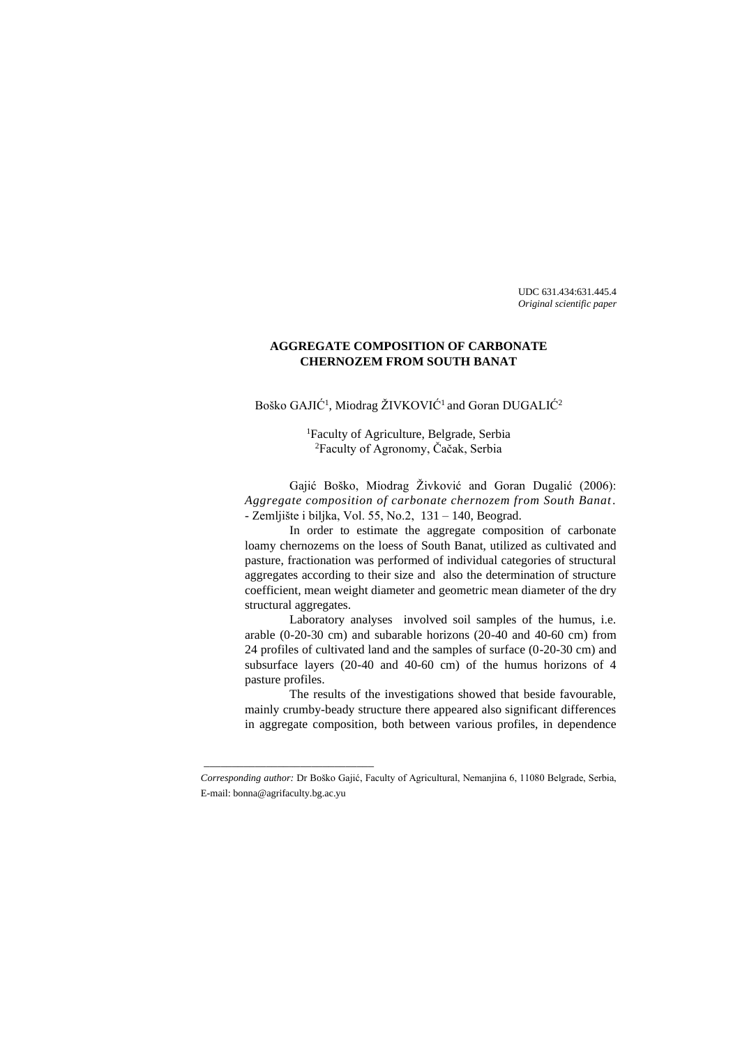UDC 631.434:631.445.4
*Original scientific paper*

# AGGREGATE COMPOSITION OF CARBONATE CHERNOZEM FROM SOUTH BANAT

Boško GAJIĆ[1], Miodrag ŽIVKOVIĆ[1] and Goran DUGALIĆ[2]

[1]Faculty of Agriculture, Belgrade, Serbia
[2]Faculty of Agronomy, Čačak, Serbia

Gajić Boško, Miodrag Živković and Goran Dugalić (2006): *Aggregate composition of carbonate chernozem from South Banat*. - Zemljište i biljka, Vol. 55, No.2, 131 – 140, Beograd.

In order to estimate the aggregate composition of carbonate loamy chernozems on the loess of South Banat, utilized as cultivated and pasture, fractionation was performed of individual categories of structural aggregates according to their size and also the determination of structure coefficient, mean weight diameter and geometric mean diameter of the dry structural aggregates.

Laboratory analyses involved soil samples of the humus, i.e. arable (0-20-30 cm) and subarable horizons (20-40 and 40-60 cm) from 24 profiles of cultivated land and the samples of surface (0-20-30 cm) and subsurface layers (20-40 and 40-60 cm) of the humus horizons of 4 pasture profiles.

The results of the investigations showed that beside favourable, mainly crumby-beady structure there appeared also significant differences in aggregate composition, both between various profiles, in dependence

---

*Corresponding author:* Dr Boško Gajić, Faculty of Agricultural, Nemanjina 6, 11080 Belgrade, Serbia, E-mail: bonna@agrifaculty.bg.ac.yu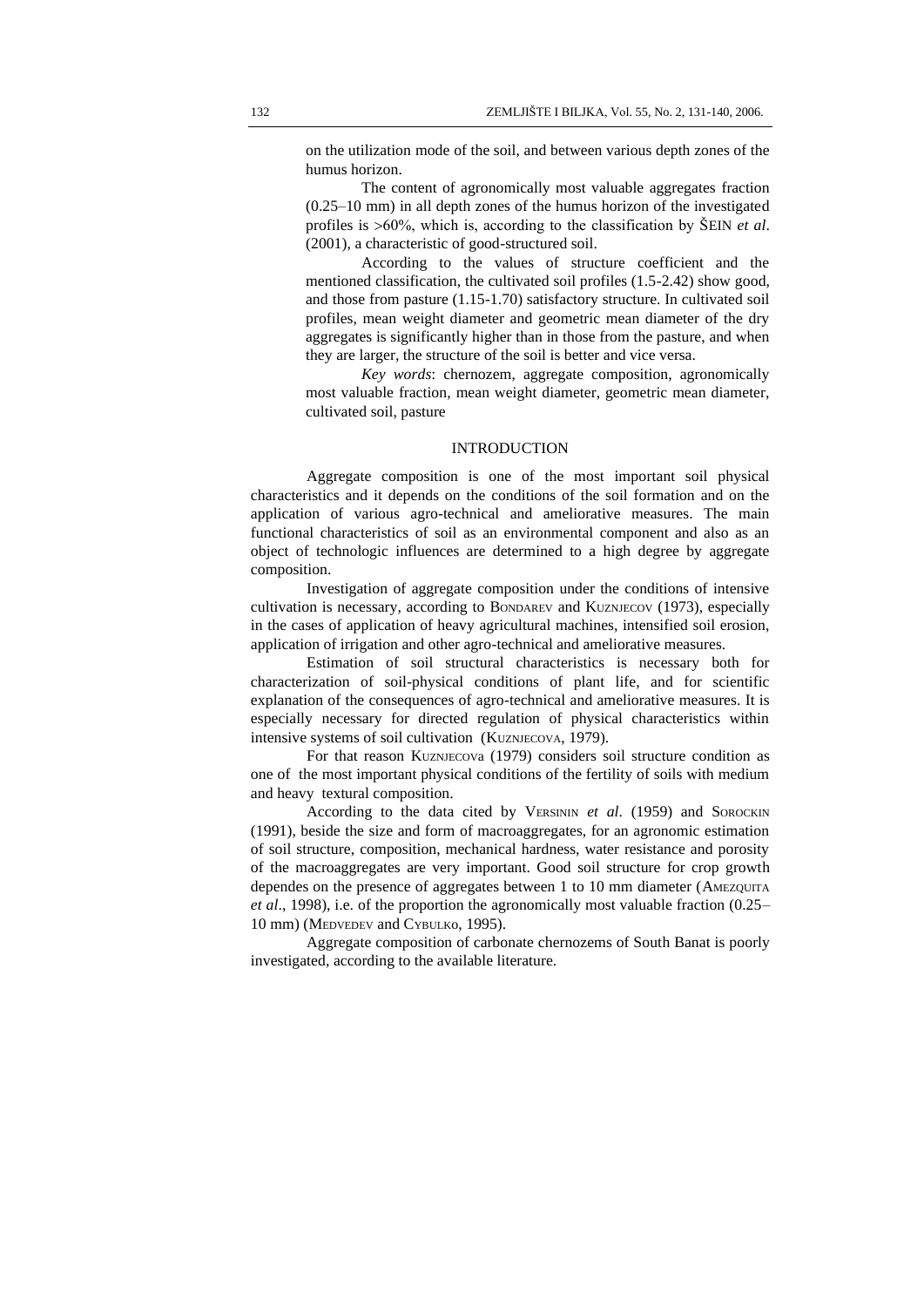on the utilization mode of the soil, and between various depth zones of the humus horizon.

The content of agronomically most valuable aggregates fraction (0.25–10 mm) in all depth zones of the humus horizon of the investigated profiles is >60%, which is, according to the classification by ŠEIN *et al*. (2001), a characteristic of good-structured soil.

According to the values of structure coefficient and the mentioned classification, the cultivated soil profiles (1.5-2.42) show good, and those from pasture (1.15-1.70) satisfactory structure. In cultivated soil profiles, mean weight diameter and geometric mean diameter of the dry aggregates is significantly higher than in those from the pasture, and when they are larger, the structure of the soil is better and vice versa.

*Key words*: chernozem, aggregate composition, agronomically most valuable fraction, mean weight diameter, geometric mean diameter, cultivated soil, pasture

## INTRODUCTION

Aggregate composition is one of the most important soil physical characteristics and it depends on the conditions of the soil formation and on the application of various agro-technical and ameliorative measures. The main functional characteristics of soil as an environmental component and also as an object of technologic influences are determined to a high degree by aggregate composition.

Investigation of aggregate composition under the conditions of intensive cultivation is necessary, according to BONDAREV and KUZNJECOV (1973), especially in the cases of application of heavy agricultural machines, intensified soil erosion, application of irrigation and other agro-technical and ameliorative measures.

Estimation of soil structural characteristics is necessary both for characterization of soil-physical conditions of plant life, and for scientific explanation of the consequences of agro-technical and ameliorative measures. It is especially necessary for directed regulation of physical characteristics within intensive systems of soil cultivation (KUZNJECOVA, 1979).

For that reason KUZNJECOVA (1979) considers soil structure condition as one of the most important physical conditions of the fertility of soils with medium and heavy textural composition.

According to the data cited by VERSININ *et al*. (1959) and SOROCKIN (1991), beside the size and form of macroaggregates, for an agronomic estimation of soil structure, composition, mechanical hardness, water resistance and porosity of the macroaggregates are very important. Good soil structure for crop growth dependes on the presence of aggregates between 1 to 10 mm diameter (AMEZQUITA *et al*., 1998), i.e. of the proportion the agronomically most valuable fraction (0.25–10 mm) (MEDVEDEV and CYBULKO, 1995).

Aggregate composition of carbonate chernozems of South Banat is poorly investigated, according to the available literature.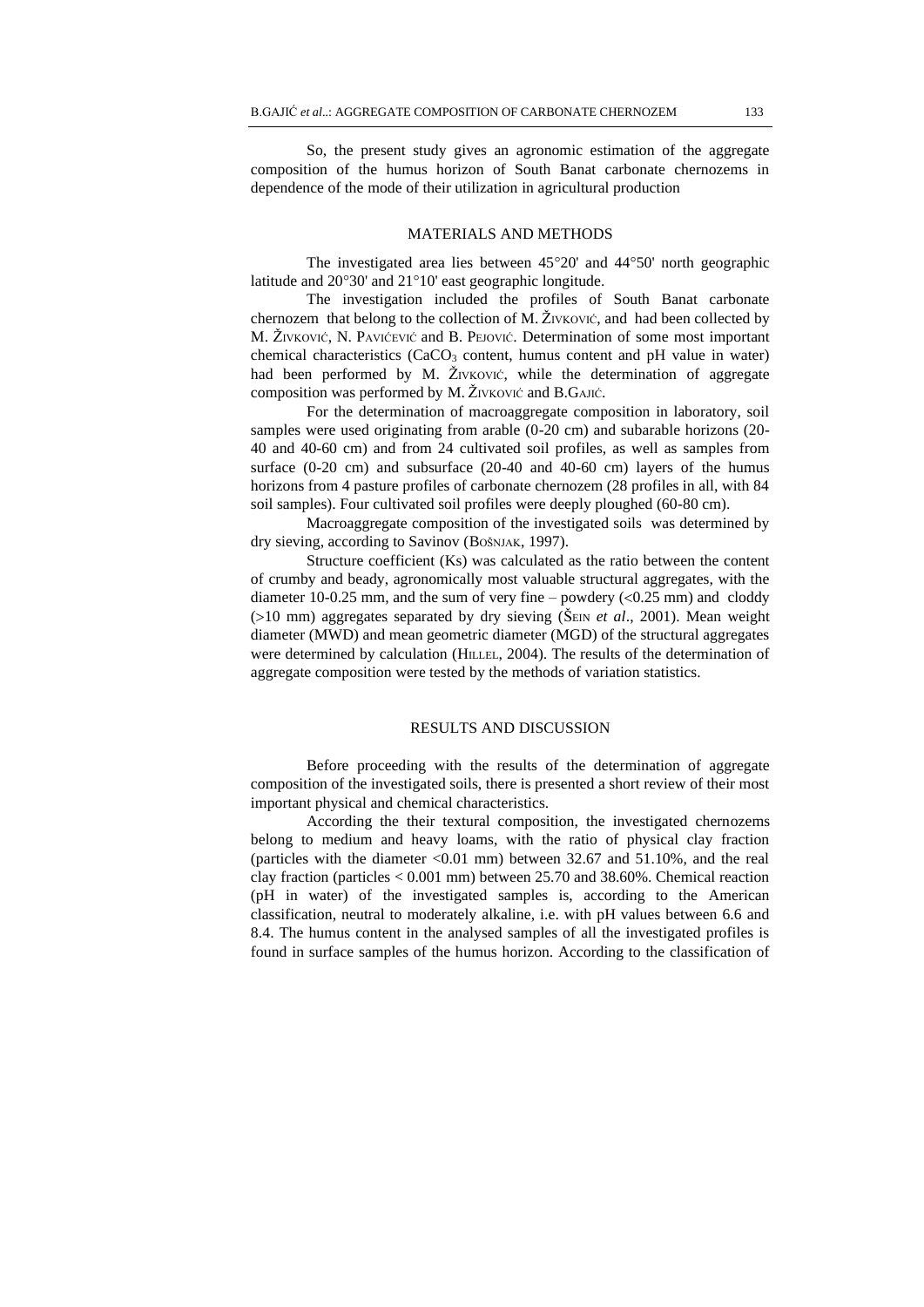So, the present study gives an agronomic estimation of the aggregate composition of the humus horizon of South Banat carbonate chernozems in dependence of the mode of their utilization in agricultural production

## MATERIALS AND METHODS

The investigated area lies between 45°20' and 44°50' north geographic latitude and 20°30' and 21°10' east geographic longitude.

The investigation included the profiles of South Banat carbonate chernozem that belong to the collection of M. Živković, and had been collected by M. Živković, N. Pavićević and B. Pejović. Determination of some most important chemical characteristics ($CaCO_3$ content, humus content and pH value in water) had been performed by M. Živković, while the determination of aggregate composition was performed by M. Živković and B.Gajić.

For the determination of macroaggregate composition in laboratory, soil samples were used originating from arable (0-20 cm) and subarable horizons (20-40 and 40-60 cm) and from 24 cultivated soil profiles, as well as samples from surface (0-20 cm) and subsurface (20-40 and 40-60 cm) layers of the humus horizons from 4 pasture profiles of carbonate chernozem (28 profiles in all, with 84 soil samples). Four cultivated soil profiles were deeply ploughed (60-80 cm).

Macroaggregate composition of the investigated soils was determined by dry sieving, according to Savinov (Bošnjak, 1997).

Structure coefficient (Ks) was calculated as the ratio between the content of crumby and beady, agronomically most valuable structural aggregates, with the diameter 10-0.25 mm, and the sum of very fine – powdery (<0.25 mm) and cloddy (>10 mm) aggregates separated by dry sieving (Šein *et al*., 2001). Mean weight diameter (MWD) and mean geometric diameter (MGD) of the structural aggregates were determined by calculation (Hillel, 2004). The results of the determination of aggregate composition were tested by the methods of variation statistics.

## RESULTS AND DISCUSSION

Before proceeding with the results of the determination of aggregate composition of the investigated soils, there is presented a short review of their most important physical and chemical characteristics.

According the their textural composition, the investigated chernozems belong to medium and heavy loams, with the ratio of physical clay fraction (particles with the diameter <0.01 mm) between 32.67 and 51.10%, and the real clay fraction (particles < 0.001 mm) between 25.70 and 38.60%. Chemical reaction (pH in water) of the investigated samples is, according to the American classification, neutral to moderately alkaline, i.e. with pH values between 6.6 and 8.4. The humus content in the analysed samples of all the investigated profiles is found in surface samples of the humus horizon. According to the classification of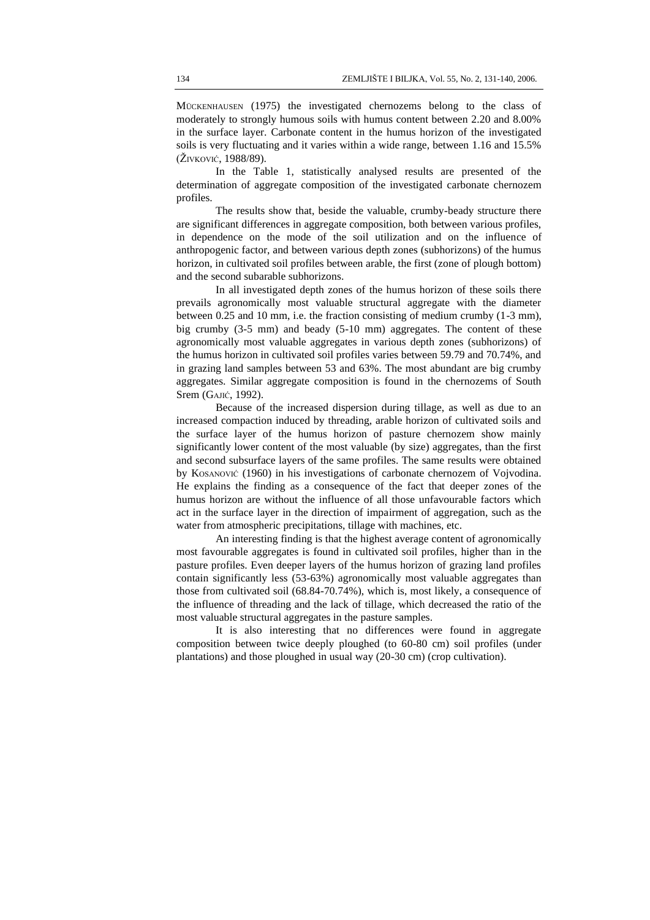MÜCKENHAUSEN (1975) the investigated chernozems belong to the class of moderately to strongly humous soils with humus content between 2.20 and 8.00% in the surface layer. Carbonate content in the humus horizon of the investigated soils is very fluctuating and it varies within a wide range, between 1.16 and 15.5% (ŽIVKOVIĆ, 1988/89).

In the Table 1, statistically analysed results are presented of the determination of aggregate composition of the investigated carbonate chernozem profiles.

The results show that, beside the valuable, crumby-beady structure there are significant differences in aggregate composition, both between various profiles, in dependence on the mode of the soil utilization and on the influence of anthropogenic factor, and between various depth zones (subhorizons) of the humus horizon, in cultivated soil profiles between arable, the first (zone of plough bottom) and the second subarable subhorizons.

In all investigated depth zones of the humus horizon of these soils there prevails agronomically most valuable structural aggregate with the diameter between 0.25 and 10 mm, i.e. the fraction consisting of medium crumby (1-3 mm), big crumby (3-5 mm) and beady (5-10 mm) aggregates. The content of these agronomically most valuable aggregates in various depth zones (subhorizons) of the humus horizon in cultivated soil profiles varies between 59.79 and 70.74%, and in grazing land samples between 53 and 63%. The most abundant are big crumby aggregates. Similar aggregate composition is found in the chernozems of South Srem (GAJIĆ, 1992).

Because of the increased dispersion during tillage, as well as due to an increased compaction induced by threading, arable horizon of cultivated soils and the surface layer of the humus horizon of pasture chernozem show mainly significantly lower content of the most valuable (by size) aggregates, than the first and second subsurface layers of the same profiles. The same results were obtained by KOSANOVIĆ (1960) in his investigations of carbonate chernozem of Vojvodina. He explains the finding as a consequence of the fact that deeper zones of the humus horizon are without the influence of all those unfavourable factors which act in the surface layer in the direction of impairment of aggregation, such as the water from atmospheric precipitations, tillage with machines, etc.

An interesting finding is that the highest average content of agronomically most favourable aggregates is found in cultivated soil profiles, higher than in the pasture profiles. Even deeper layers of the humus horizon of grazing land profiles contain significantly less (53-63%) agronomically most valuable aggregates than those from cultivated soil (68.84-70.74%), which is, most likely, a consequence of the influence of threading and the lack of tillage, which decreased the ratio of the most valuable structural aggregates in the pasture samples.

It is also interesting that no differences were found in aggregate composition between twice deeply ploughed (to 60-80 cm) soil profiles (under plantations) and those ploughed in usual way (20-30 cm) (crop cultivation).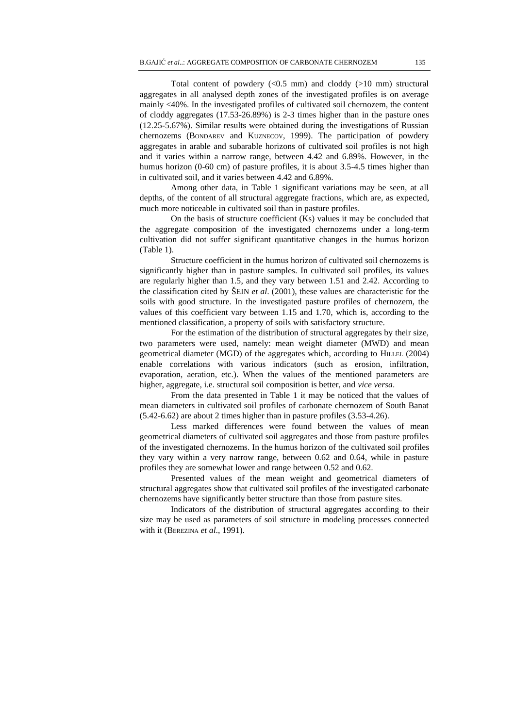Total content of powdery (<0.5 mm) and cloddy (>10 mm) structural aggregates in all analysed depth zones of the investigated profiles is on average mainly <40%. In the investigated profiles of cultivated soil chernozem, the content of cloddy aggregates (17.53-26.89%) is 2-3 times higher than in the pasture ones (12.25-5.67%). Similar results were obtained during the investigations of Russian chernozems (BONDAREV and KUZNECOV, 1999). The participation of powdery aggregates in arable and subarable horizons of cultivated soil profiles is not high and it varies within a narrow range, between 4.42 and 6.89%. However, in the humus horizon (0-60 cm) of pasture profiles, it is about 3.5-4.5 times higher than in cultivated soil, and it varies between 4.42 and 6.89%.

Among other data, in Table 1 significant variations may be seen, at all depths, of the content of all structural aggregate fractions, which are, as expected, much more noticeable in cultivated soil than in pasture profiles.

On the basis of structure coefficient (Ks) values it may be concluded that the aggregate composition of the investigated chernozems under a long-term cultivation did not suffer significant quantitative changes in the humus horizon (Table 1).

Structure coefficient in the humus horizon of cultivated soil chernozems is significantly higher than in pasture samples. In cultivated soil profiles, its values are regularly higher than 1.5, and they vary between 1.51 and 2.42. According to the classification cited by ŠEIN *et al*. (2001), these values are characteristic for the soils with good structure. In the investigated pasture profiles of chernozem, the values of this coefficient vary between 1.15 and 1.70, which is, according to the mentioned classification, a property of soils with satisfactory structure.

For the estimation of the distribution of structural aggregates by their size, two parameters were used, namely: mean weight diameter (MWD) and mean geometrical diameter (MGD) of the aggregates which, according to HILLEL (2004) enable correlations with various indicators (such as erosion, infiltration, evaporation, aeration, etc.). When the values of the mentioned parameters are higher, aggregate, i.e. structural soil composition is better, and *vice versa*.

From the data presented in Table 1 it may be noticed that the values of mean diameters in cultivated soil profiles of carbonate chernozem of South Banat (5.42-6.62) are about 2 times higher than in pasture profiles (3.53-4.26).

Less marked differences were found between the values of mean geometrical diameters of cultivated soil aggregates and those from pasture profiles of the investigated chernozems. In the humus horizon of the cultivated soil profiles they vary within a very narrow range, between 0.62 and 0.64, while in pasture profiles they are somewhat lower and range between 0.52 and 0.62.

Presented values of the mean weight and geometrical diameters of structural aggregates show that cultivated soil profiles of the investigated carbonate chernozems have significantly better structure than those from pasture sites.

Indicators of the distribution of structural aggregates according to their size may be used as parameters of soil structure in modeling processes connected with it (BEREZINA *et al*., 1991).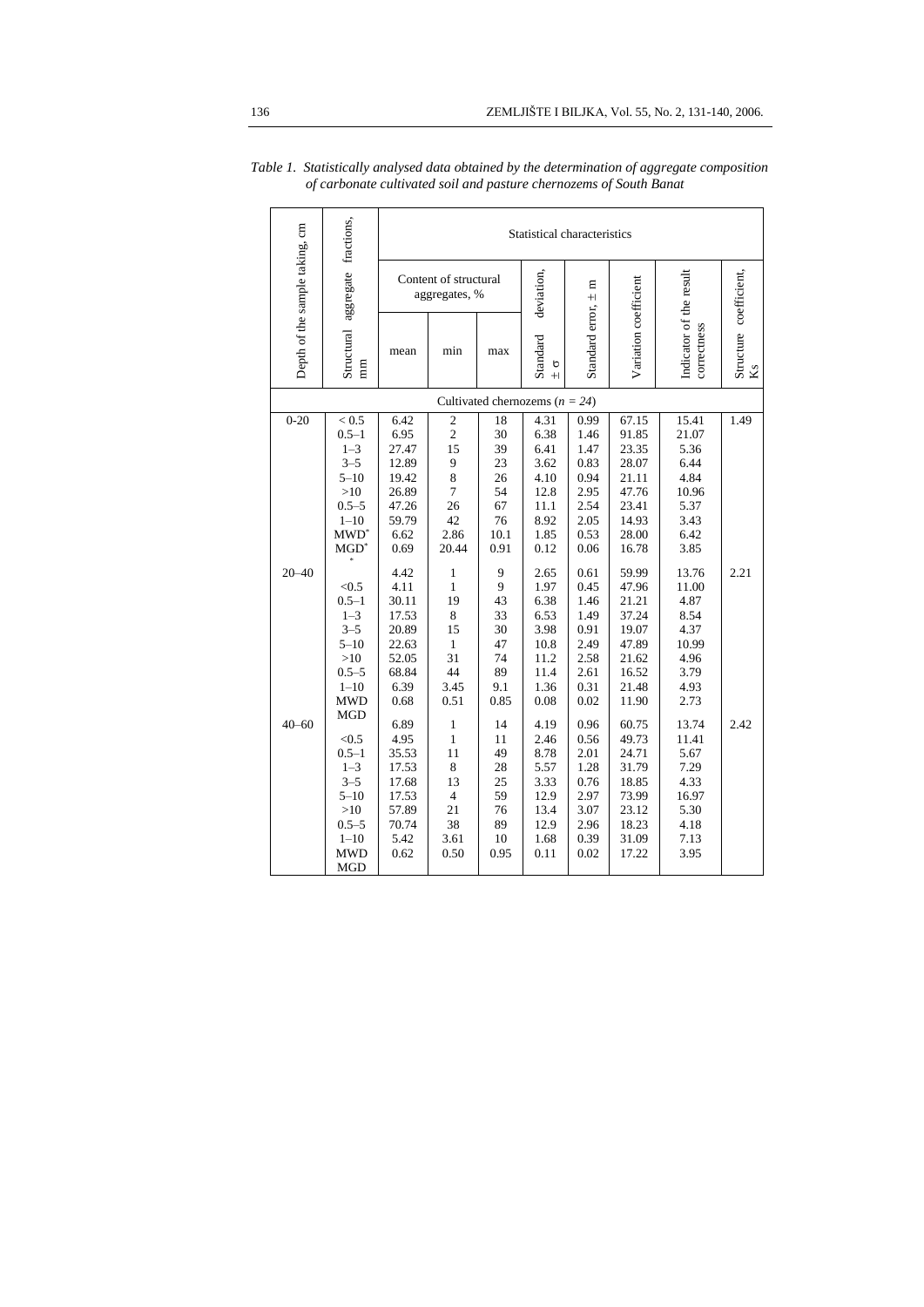*Table 1. Statistically analysed data obtained by the determination of aggregate composition of carbonate cultivated soil and pasture chernozems of South Banat*

| Depth of the sample taking, cm | Structural aggregate fractions, mm | Statistical characteristics | | | | | | | |
|---|---|---|---|---|---|---|---|---|---|
| | | Content of structural aggregates, % | | | Standard deviation, ± σ | Standard error, ± m | Variation coefficient | Indicator of the result correctness | Structure coefficient, Ks |
| | | mean | min | max | | | | | |
| Cultivated chernozems (*n = 24*) | | | | | | | | | |
| 0-20 | < 0.5 | 6.42 | 2 | 18 | 4.31 | 0.99 | 67.15 | 15.41 | 1.49 |
| | 0.5–1 | 6.95 | 2 | 30 | 6.38 | 1.46 | 91.85 | 21.07 | |
| | 1–3 | 27.47 | 15 | 39 | 6.41 | 1.47 | 23.35 | 5.36 | |
| | 3–5 | 12.89 | 9 | 23 | 3.62 | 0.83 | 28.07 | 6.44 | |
| | 5–10 | 19.42 | 8 | 26 | 4.10 | 0.94 | 21.11 | 4.84 | |
| | >10 | 26.89 | 7 | 54 | 12.8 | 2.95 | 47.76 | 10.96 | |
| | 0.5–5 | 47.26 | 26 | 67 | 11.1 | 2.54 | 23.41 | 5.37 | |
| | 1–10 | 59.79 | 42 | 76 | 8.92 | 2.05 | 14.93 | 3.43 | |
| | MWD* | 6.62 | 2.86 | 10.1 | 1.85 | 0.53 | 28.00 | 6.42 | |
| | MGD** | 0.69 | 20.44 | 0.91 | 0.12 | 0.06 | 16.78 | 3.85 | |
| 20–40 | | 4.42 | 1 | 9 | 2.65 | 0.61 | 59.99 | 13.76 | 2.21 |
| | <0.5 | 4.11 | 1 | 9 | 1.97 | 0.45 | 47.96 | 11.00 | |
| | 0.5–1 | 30.11 | 19 | 43 | 6.38 | 1.46 | 21.21 | 4.87 | |
| | 1–3 | 17.53 | 8 | 33 | 6.53 | 1.49 | 37.24 | 8.54 | |
| | 3–5 | 20.89 | 15 | 30 | 3.98 | 0.91 | 19.07 | 4.37 | |
| | 5–10 | 22.63 | 1 | 47 | 10.8 | 2.49 | 47.89 | 10.99 | |
| | >10 | 52.05 | 31 | 74 | 11.2 | 2.58 | 21.62 | 4.96 | |
| | 0.5–5 | 68.84 | 44 | 89 | 11.4 | 2.61 | 16.52 | 3.79 | |
| | 1–10 | 6.39 | 3.45 | 9.1 | 1.36 | 0.31 | 21.48 | 4.93 | |
| | MWD | 0.68 | 0.51 | 0.85 | 0.08 | 0.02 | 11.90 | 2.73 | |
| | MGD | | | | | | | | |
| 40–60 | | 6.89 | 1 | 14 | 4.19 | 0.96 | 60.75 | 13.74 | 2.42 |
| | <0.5 | 4.95 | 1 | 11 | 2.46 | 0.56 | 49.73 | 11.41 | |
| | 0.5–1 | 35.53 | 11 | 49 | 8.78 | 2.01 | 24.71 | 5.67 | |
| | 1–3 | 17.53 | 8 | 28 | 5.57 | 1.28 | 31.79 | 7.29 | |
| | 3–5 | 17.68 | 13 | 25 | 3.33 | 0.76 | 18.85 | 4.33 | |
| | 5–10 | 17.53 | 4 | 59 | 12.9 | 2.97 | 73.99 | 16.97 | |
| | >10 | 57.89 | 21 | 76 | 13.4 | 3.07 | 23.12 | 5.30 | |
| | 0.5–5 | 70.74 | 38 | 89 | 12.9 | 2.96 | 18.23 | 4.18 | |
| | 1–10 | 5.42 | 3.61 | 10 | 1.68 | 0.39 | 31.09 | 7.13 | |
| | MWD | 0.62 | 0.50 | 0.95 | 0.11 | 0.02 | 17.22 | 3.95 | |
| | MGD | | | | | | | | |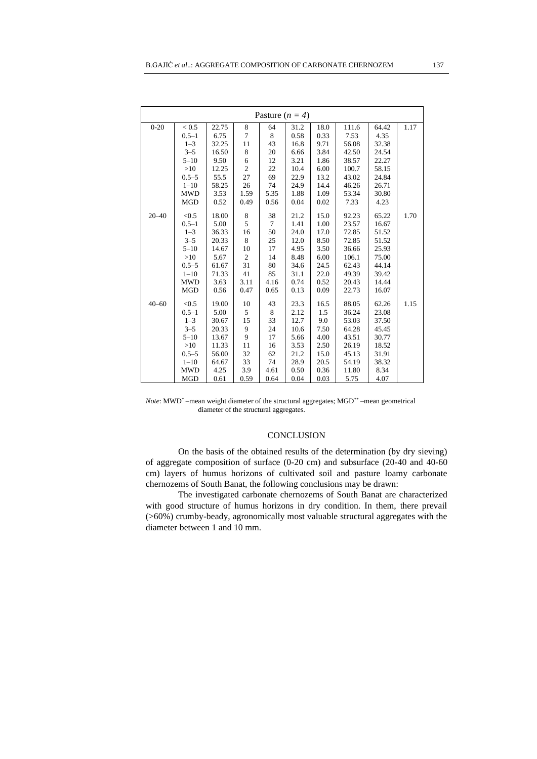| Pasture ($n$ = 4) | | | | | | | | | |
|---|---|---|---|---|---|---|---|---|---|
| 0-20 | < 0.5 | 22.75 | 8 | 64 | 31.2 | 18.0 | 111.6 | 64.42 | 1.17 |
| | 0.5–1 | 6.75 | 7 | 8 | 0.58 | 0.33 | 7.53 | 4.35 | |
| | 1–3 | 32.25 | 11 | 43 | 16.8 | 9.71 | 56.08 | 32.38 | |
| | 3–5 | 16.50 | 8 | 20 | 6.66 | 3.84 | 42.50 | 24.54 | |
| | 5–10 | 9.50 | 6 | 12 | 3.21 | 1.86 | 38.57 | 22.27 | |
| | >10 | 12.25 | 2 | 22 | 10.4 | 6.00 | 100.7 | 58.15 | |
| | 0.5–5 | 55.5 | 27 | 69 | 22.9 | 13.2 | 43.02 | 24.84 | |
| | 1–10 | 58.25 | 26 | 74 | 24.9 | 14.4 | 46.26 | 26.71 | |
| | MWD | 3.53 | 1.59 | 5.35 | 1.88 | 1.09 | 53.34 | 30.80 | |
| | MGD | 0.52 | 0.49 | 0.56 | 0.04 | 0.02 | 7.33 | 4.23 | |
| 20–40 | <0.5 | 18.00 | 8 | 38 | 21.2 | 15.0 | 92.23 | 65.22 | 1.70 |
| | 0.5–1 | 5.00 | 5 | 7 | 1.41 | 1.00 | 23.57 | 16.67 | |
| | 1–3 | 36.33 | 16 | 50 | 24.0 | 17.0 | 72.85 | 51.52 | |
| | 3–5 | 20.33 | 8 | 25 | 12.0 | 8.50 | 72.85 | 51.52 | |
| | 5–10 | 14.67 | 10 | 17 | 4.95 | 3.50 | 36.66 | 25.93 | |
| | >10 | 5.67 | 2 | 14 | 8.48 | 6.00 | 106.1 | 75.00 | |
| | 0.5–5 | 61.67 | 31 | 80 | 34.6 | 24.5 | 62.43 | 44.14 | |
| | 1–10 | 71.33 | 41 | 85 | 31.1 | 22.0 | 49.39 | 39.42 | |
| | MWD | 3.63 | 3.11 | 4.16 | 0.74 | 0.52 | 20.43 | 14.44 | |
| | MGD | 0.56 | 0.47 | 0.65 | 0.13 | 0.09 | 22.73 | 16.07 | |
| 40–60 | <0.5 | 19.00 | 10 | 43 | 23.3 | 16.5 | 88.05 | 62.26 | 1.15 |
| | 0.5–1 | 5.00 | 5 | 8 | 2.12 | 1.5 | 36.24 | 23.08 | |
| | 1–3 | 30.67 | 15 | 33 | 12.7 | 9.0 | 53.03 | 37.50 | |
| | 3–5 | 20.33 | 9 | 24 | 10.6 | 7.50 | 64.28 | 45.45 | |
| | 5–10 | 13.67 | 9 | 17 | 5.66 | 4.00 | 43.51 | 30.77 | |
| | >10 | 11.33 | 11 | 16 | 3.53 | 2.50 | 26.19 | 18.52 | |
| | 0.5–5 | 56.00 | 32 | 62 | 21.2 | 15.0 | 45.13 | 31.91 | |
| | 1–10 | 64.67 | 33 | 74 | 28.9 | 20.5 | 54.19 | 38.32 | |
| | MWD | 4.25 | 3.9 | 4.61 | 0.50 | 0.36 | 11.80 | 8.34 | |
| | MGD | 0.61 | 0.59 | 0.64 | 0.04 | 0.03 | 5.75 | 4.07 | |

*Note*: MWD* –mean weight diameter of the structural aggregates; MGD** –mean geometrical diameter of the structural aggregates.

## CONCLUSION

On the basis of the obtained results of the determination (by dry sieving) of aggregate composition of surface (0-20 cm) and subsurface (20-40 and 40-60 cm) layers of humus horizons of cultivated soil and pasture loamy carbonate chernozems of South Banat, the following conclusions may be drawn:

The investigated carbonate chernozems of South Banat are characterized with good structure of humus horizons in dry condition. In them, there prevail (>60%) crumby-beady, agronomically most valuable structural aggregates with the diameter between 1 and 10 mm.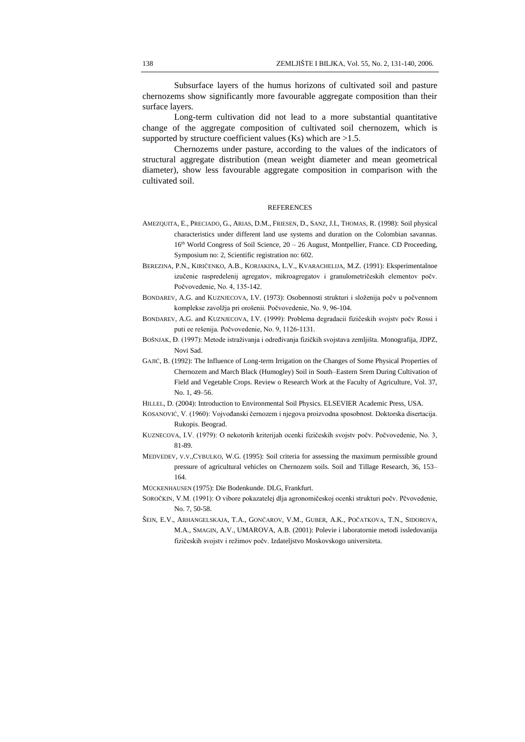Subsurface layers of the humus horizons of cultivated soil and pasture chernozems show significantly more favourable aggregate composition than their surface layers.

Long-term cultivation did not lead to a more substantial quantitative change of the aggregate composition of cultivated soil chernozem, which is supported by structure coefficient values (Ks) which are >1.5.

Chernozems under pasture, according to the values of the indicators of structural aggregate distribution (mean weight diameter and mean geometrical diameter), show less favourable aggregate composition in comparison with the cultivated soil.

## REFERENCES

AMEZQUITA, E., PRECIADO, G., ARIAS, D.M., FRIESEN, D., SANZ, J.I., THOMAS, R. (1998): Soil physical characteristics under different land use systems and duration on the Colombian savannas. 16th World Congress of Soil Science, 20 – 26 August, Montpellier, France. CD Proceeding, Symposium no: 2, Scientific registration no: 602.

BEREZINA, P.N., KIRIČENKO, A.B., KORJAKINA, L.V., KVARACHELIJA, M.Z. (1991): Eksperimentalnoe izučenie raspredelenij agregatov, mikroagregatov i granulometričeskih elementov počv. Počvovedenie, No. 4, 135-142.

BONDAREV, A.G. and KUZNJECOVA, I.V. (1973): Osobennosti strukturi i složenija počv u počvennom komplekse zavolžja pri orošenii. Počvovedenie, No. 9, 96-104.

BONDAREV, A.G. and KUZNJECOVA, I.V. (1999): Problema degradacii fizičeskih svojstv počv Rossi i puti ee rešenija. Počvovedenie, No. 9, 1126-1131.

BOŠNJAK, Đ. (1997): Metode istraživanja i određivanja fizičkih svojstava zemljišta. Monografija, JDPZ, Novi Sad.

GAJIĆ, B. (1992): The Influence of Long-term Irrigation on the Changes of Some Physical Properties of Chernozem and March Black (Humogley) Soil in South–Eastern Srem During Cultivation of Field and Vegetable Crops. Review o Research Work at the Faculty of Agriculture, Vol. 37, No. 1, 49–56.

HILLEL, D. (2004): Introduction to Environmental Soil Physics. ELSEVIER Academic Press, USA.

KOSANOVIĆ, V. (1960): Vojvođanski černozem i njegova proizvodna sposobnost. Doktorska disertacija. Rukopis. Beograd.

KUZNECOVA, I.V. (1979): O nekotorih kriterijah ocenki fizičeskih svojstv počv. Počvovedenie, No. 3, 81-89.

MEDVEDEV, V.V.,CYBULKO, W.G. (1995): Soil criteria for assessing the maximum permissible ground pressure of agricultural vehicles on Chernozem soils. Soil and Tillage Research, 36, 153–164.

MÜCKENHAUSEN (1975): Die Bodenkunde. DLG, Frankfurt.

SOROČKIN, V.M. (1991): O vibore pokazatelej dlja agronomičeskoj ocenki strukturi počv. Pčvovedenie, No. 7, 50-58.

ŠEIN, E.V., ARHANGELSKAJA, T.A., GONČAROV, V.M., GUBER, A.K., POČATKOVA, T.N., SIDOROVA, M.A., SMAGIN, A.V., UMAROVA, A.B. (2001): Polevie i laboratornie metodi issledovanija fizičeskih svojstv i režimov počv. Izdateljstvo Moskovskogo universiteta.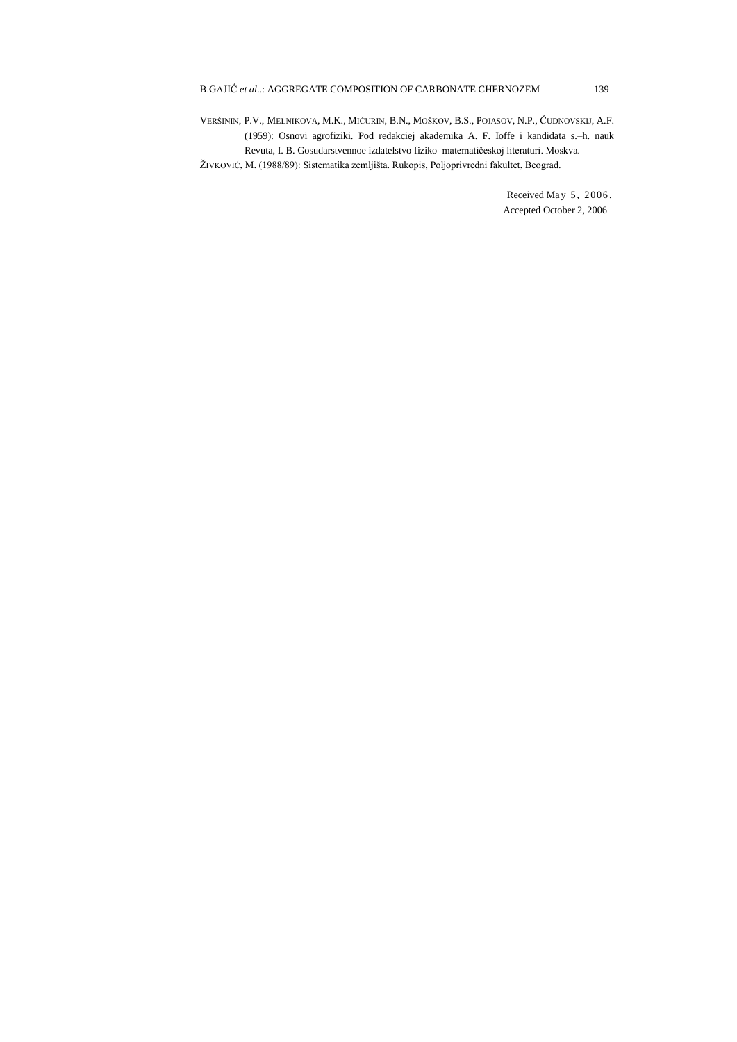VERŠININ, P.V., MELNIKOVA, M.K., MIČURIN, B.N., MOŠKOV, B.S., POJASOV, N.P., ČUDNOVSKIJ, A.F. (1959): Osnovi agrofiziki. Pod redakciej akademika A. F. Ioffe i kandidata s.–h. nauk Revuta, I. B. Gosudarstvennoe izdatelstvo fiziko–matematičeskoj literaturi. Moskva.

ŽIVKOVIĆ, M. (1988/89): Sistematika zemljišta. Rukopis, Poljoprivredni fakultet, Beograd.

Received May 5, 2006.
Accepted October 2, 2006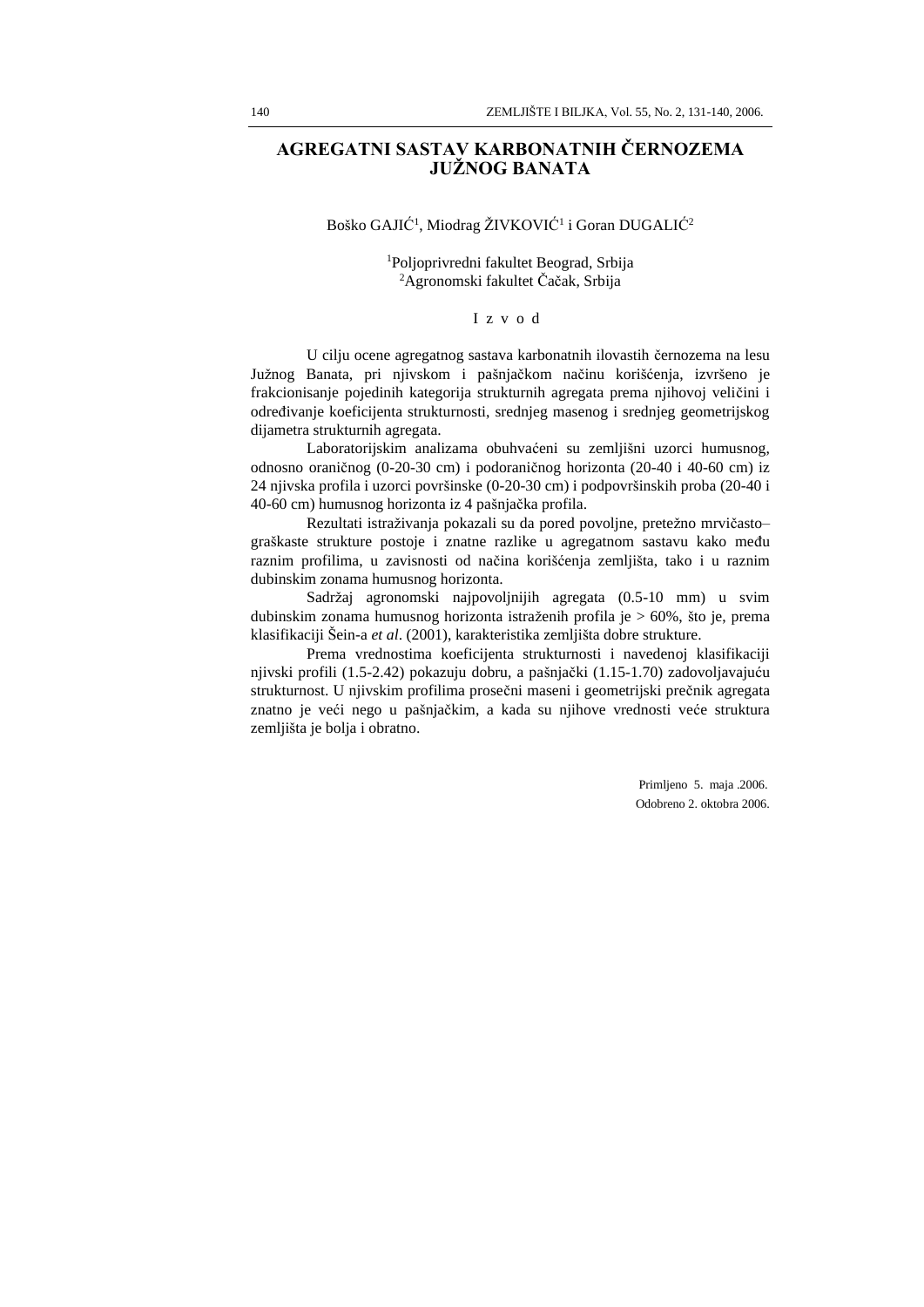# AGREGATNI SASTAV KARBONATNIH ČERNOZEMA JUŽNOG BANATA

Boško GAJIĆ[1], Miodrag ŽIVKOVIĆ[1] i Goran DUGALIĆ[2]

[1]Poljoprivredni fakultet Beograd, Srbija
[2]Agronomski fakultet Čačak, Srbija

## I z v o d

U cilju ocene agregatnog sastava karbonatnih ilovastih černozema na lesu Južnog Banata, pri njivskom i pašnjačkom načinu korišćenja, izvršeno je frakcionisanje pojedinih kategorija strukturnih agregata prema njihovoj veličini i određivanje koeficijenta strukturnosti, srednjeg masenog i srednjeg geometrijskog dijametra strukturnih agregata.

Laboratorijskim analizama obuhvaćeni su zemljišni uzorci humusnog, odnosno oraničnog (0-20-30 cm) i podoraničnog horizonta (20-40 i 40-60 cm) iz 24 njivska profila i uzorci površinske (0-20-30 cm) i podpovršinskih proba (20-40 i 40-60 cm) humusnog horizonta iz 4 pašnjačka profila.

Rezultati istraživanja pokazali su da pored povoljne, pretežno mrvičasto–graškaste strukture postoje i znatne razlike u agregatnom sastavu kako među raznim profilima, u zavisnosti od načina korišćenja zemljišta, tako i u raznim dubinskim zonama humusnog horizonta.

Sadržaj agronomski najpovoljnijih agregata (0.5-10 mm) u svim dubinskim zonama humusnog horizonta istraženih profila je > 60%, što je, prema klasifikaciji Šein-a *et al*. (2001), karakteristika zemljišta dobre strukture.

Prema vrednostima koeficijenta strukturnosti i navedenoj klasifikaciji njivski profili (1.5-2.42) pokazuju dobru, a pašnjački (1.15-1.70) zadovoljavajuću strukturnost. U njivskim profilima prosečni maseni i geometrijski prečnik agregata znatno je veći nego u pašnjačkim, a kada su njihove vrednosti veće struktura zemljišta je bolja i obratno.

Primljeno 5. maja .2006.
Odobreno 2. oktobra 2006.